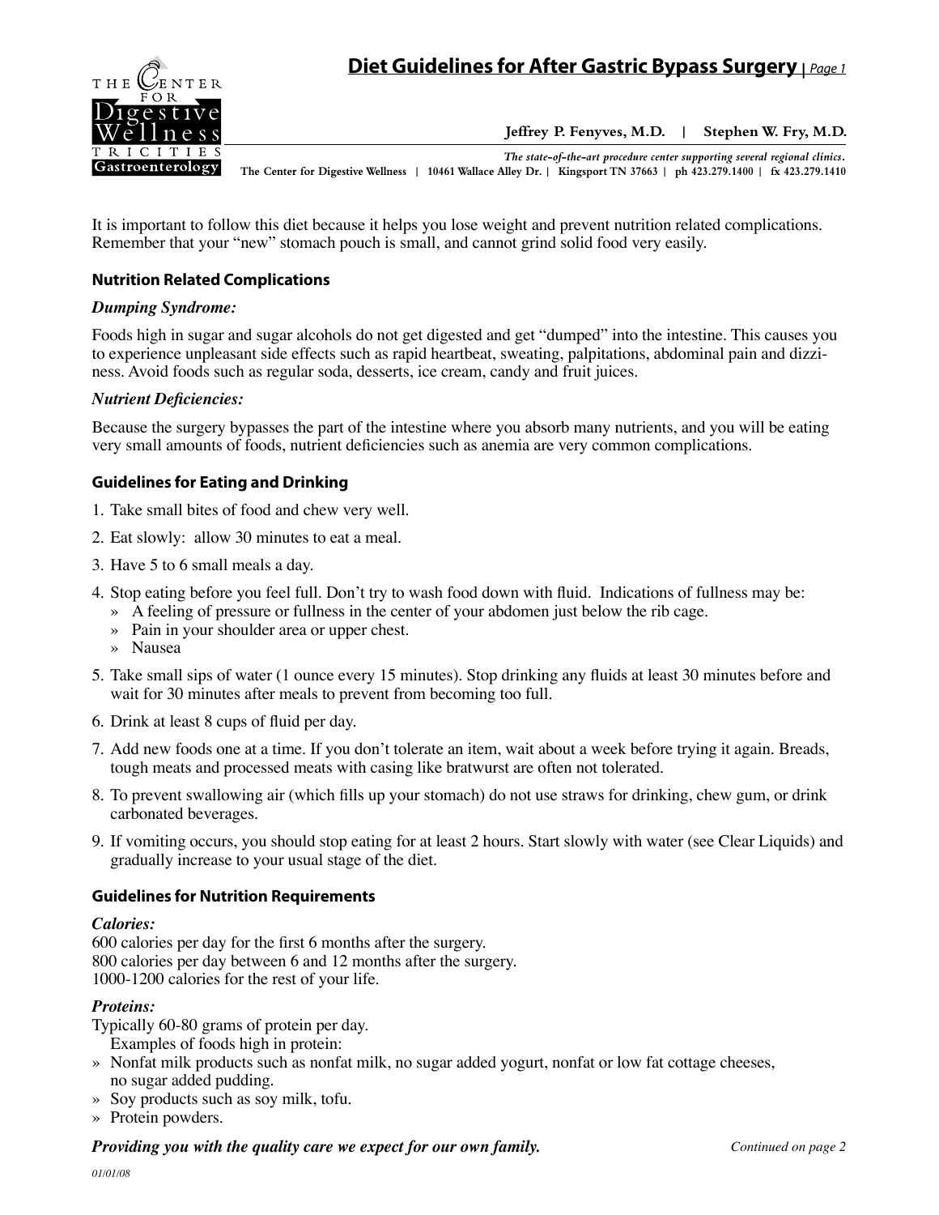# Diet Guidelines for After Gastric Bypass Surgery

**Jeffrey P. Fenyves, M.D. | Stephen W. Fry, M.D.**

*The state-of-the-art procedure center supporting several regional clinics.*

The Center for Digestive Wellness | 10461 Wallace Alley Dr. | Kingsport TN 37663 | ph 423.279.1400 | fx 423.279.1410

It is important to follow this diet because it helps you lose weight and prevent nutrition related complications. Remember that your "new" stomach pouch is small, and cannot grind solid food very easily.

## Nutrition Related Complications

### *Dumping Syndrome:*

Foods high in sugar and sugar alcohols do not get digested and get "dumped" into the intestine. This causes you to experience unpleasant side effects such as rapid heartbeat, sweating, palpitations, abdominal pain and dizziness. Avoid foods such as regular soda, desserts, ice cream, candy and fruit juices.

### *Nutrient Deficiencies:*

Because the surgery bypasses the part of the intestine where you absorb many nutrients, and you will be eating very small amounts of foods, nutrient deficiencies such as anemia are very common complications.

## Guidelines for Eating and Drinking

1. Take small bites of food and chew very well.
2. Eat slowly: allow 30 minutes to eat a meal.
3. Have 5 to 6 small meals a day.
4. Stop eating before you feel full. Don't try to wash food down with fluid. Indications of fullness may be:
   - A feeling of pressure or fullness in the center of your abdomen just below the rib cage.
   - Pain in your shoulder area or upper chest.
   - Nausea
5. Take small sips of water (1 ounce every 15 minutes). Stop drinking any fluids at least 30 minutes before and wait for 30 minutes after meals to prevent from becoming too full.
6. Drink at least 8 cups of fluid per day.
7. Add new foods one at a time. If you don't tolerate an item, wait about a week before trying it again. Breads, tough meats and processed meats with casing like bratwurst are often not tolerated.
8. To prevent swallowing air (which fills up your stomach) do not use straws for drinking, chew gum, or drink carbonated beverages.
9. If vomiting occurs, you should stop eating for at least 2 hours. Start slowly with water (see Clear Liquids) and gradually increase to your usual stage of the diet.

## Guidelines for Nutrition Requirements

### *Calories:*

600 calories per day for the first 6 months after the surgery.
800 calories per day between 6 and 12 months after the surgery.
1000-1200 calories for the rest of your life.

### *Proteins:*

Typically 60-80 grams of protein per day.

Examples of foods high in protein:

- Nonfat milk products such as nonfat milk, no sugar added yogurt, nonfat or low fat cottage cheeses, no sugar added pudding.
- Soy products such as soy milk, tofu.
- Protein powders.

***Providing you with the quality care we expect for our own family.***

*Continued on page 2*

*01/01/08*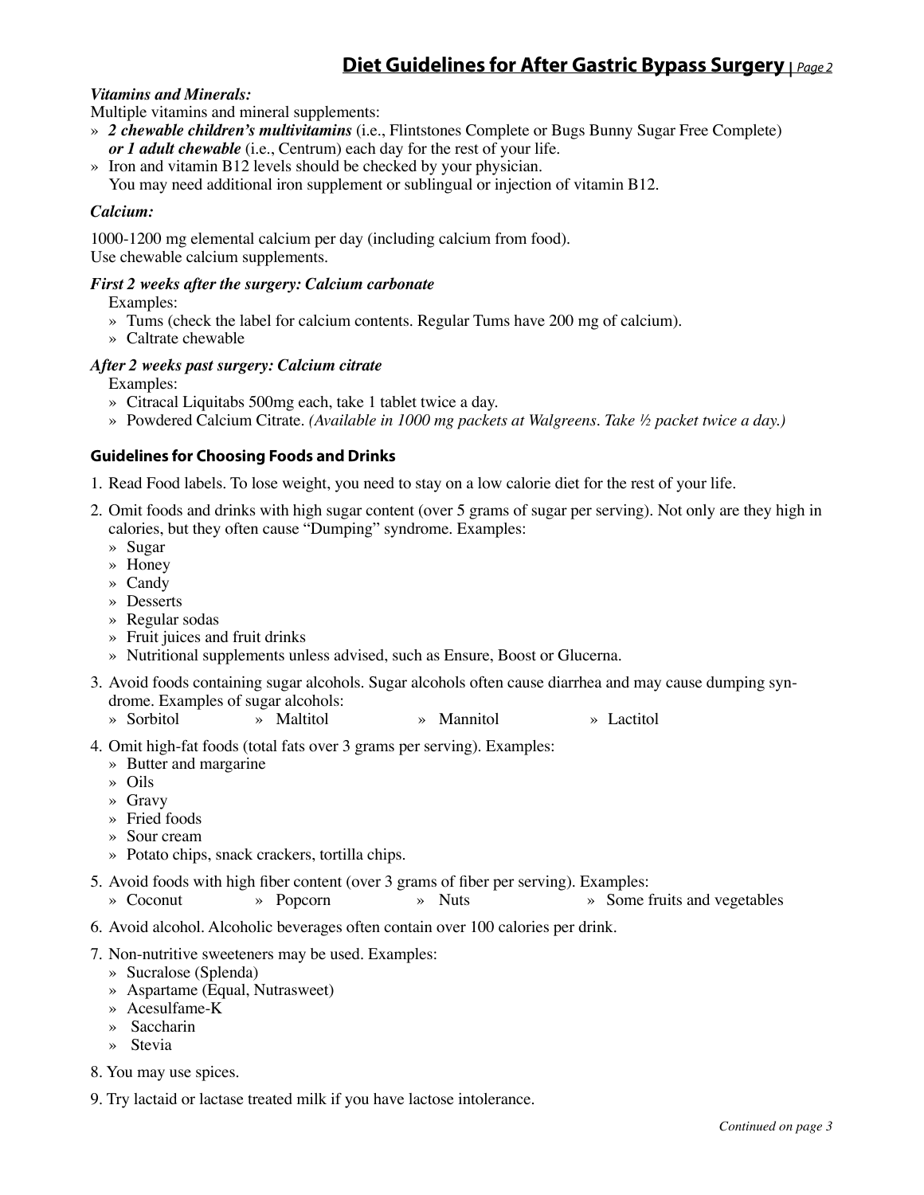***Vitamins and Minerals:***

Multiple vitamins and mineral supplements:

- ***2 chewable children's multivitamins*** (i.e., Flintstones Complete or Bugs Bunny Sugar Free Complete) ***or 1 adult chewable*** (i.e., Centrum) each day for the rest of your life.
- Iron and vitamin B12 levels should be checked by your physician. You may need additional iron supplement or sublingual or injection of vitamin B12.

***Calcium:***

1000-1200 mg elemental calcium per day (including calcium from food).
Use chewable calcium supplements.

***First 2 weeks after the surgery: Calcium carbonate***

Examples:

- Tums (check the label for calcium contents. Regular Tums have 200 mg of calcium).
- Caltrate chewable

***After 2 weeks past surgery: Calcium citrate***

Examples:

- Citracal Liquitabs 500mg each, take 1 tablet twice a day.
- Powdered Calcium Citrate. *(Available in 1000 mg packets at Walgreens. Take ½ packet twice a day.)*

### Guidelines for Choosing Foods and Drinks

1. Read Food labels. To lose weight, you need to stay on a low calorie diet for the rest of your life.
2. Omit foods and drinks with high sugar content (over 5 grams of sugar per serving). Not only are they high in calories, but they often cause "Dumping" syndrome. Examples:
   - Sugar
   - Honey
   - Candy
   - Desserts
   - Regular sodas
   - Fruit juices and fruit drinks
   - Nutritional supplements unless advised, such as Ensure, Boost or Glucerna.
3. Avoid foods containing sugar alcohols. Sugar alcohols often cause diarrhea and may cause dumping syndrome. Examples of sugar alcohols:
   - Sorbitol
   - Maltitol
   - Mannitol
   - Lactitol
4. Omit high-fat foods (total fats over 3 grams per serving). Examples:
   - Butter and margarine
   - Oils
   - Gravy
   - Fried foods
   - Sour cream
   - Potato chips, snack crackers, tortilla chips.
5. Avoid foods with high fiber content (over 3 grams of fiber per serving). Examples:
   - Coconut
   - Popcorn
   - Nuts
   - Some fruits and vegetables
6. Avoid alcohol. Alcoholic beverages often contain over 100 calories per drink.
7. Non-nutritive sweeteners may be used. Examples:
   - Sucralose (Splenda)
   - Aspartame (Equal, Nutrasweet)
   - Acesulfame-K
   - Saccharin
   - Stevia
8. You may use spices.
9. Try lactaid or lactase treated milk if you have lactose intolerance.

*Continued on page 3*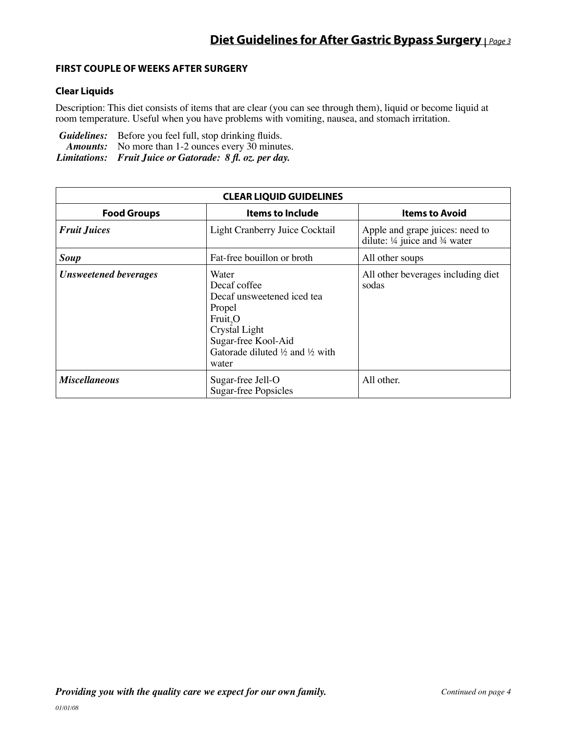## FIRST COUPLE OF WEEKS AFTER SURGERY

### Clear Liquids

Description: This diet consists of items that are clear (you can see through them), liquid or become liquid at room temperature. Useful when you have problems with vomiting, nausea, and stomach irritation.

***Guidelines:*** Before you feel full, stop drinking fluids.
***Amounts:*** No more than 1-2 ounces every 30 minutes.
***Limitations:*** ***Fruit Juice or Gatorade: 8 fl. oz. per day.***

| CLEAR LIQUID GUIDELINES | | |
|---|---|---|
| **Food Groups** | **Items to Include** | **Items to Avoid** |
| ***Fruit Juices*** | Light Cranberry Juice Cocktail | Apple and grape juices: need to dilute: ¼ juice and ¾ water |
| ***Soup*** | Fat-free bouillon or broth | All other soups |
| ***Unsweetened beverages*** | Water<br>Decaf coffee<br>Decaf unsweetened iced tea<br>Propel<br>Fruit$_2$O<br>Crystal Light<br>Sugar-free Kool-Aid<br>Gatorade diluted ½ and ½ with water | All other beverages including diet sodas |
| ***Miscellaneous*** | Sugar-free Jell-O<br>Sugar-free Popsicles | All other. |

***Providing you with the quality care we expect for our own family.***

*Continued on page 4*

*01/01/08*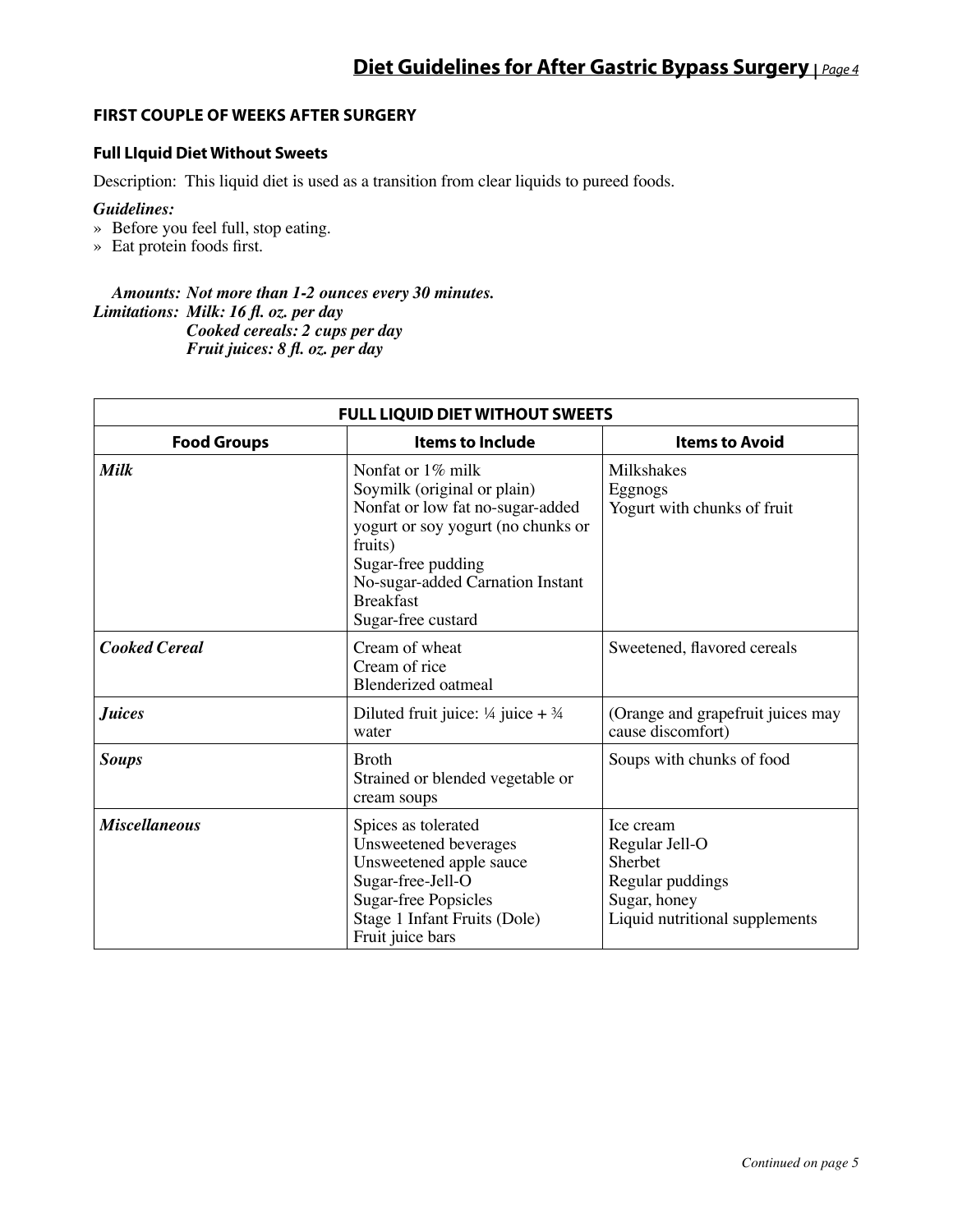## FIRST COUPLE OF WEEKS AFTER SURGERY

### Full LIquid Diet Without Sweets

Description: This liquid diet is used as a transition from clear liquids to pureed foods.

***Guidelines:***

» Before you feel full, stop eating.
» Eat protein foods first.

***Amounts: Not more than 1-2 ounces every 30 minutes.***
***Limitations: Milk: 16 fl. oz. per day***
***Cooked cereals: 2 cups per day***
***Fruit juices: 8 fl. oz. per day***

| FULL LIQUID DIET WITHOUT SWEETS | | |
|---|---|---|
| **Food Groups** | **Items to Include** | **Items to Avoid** |
| ***Milk*** | Nonfat or 1% milk<br>Soymilk (original or plain)<br>Nonfat or low fat no-sugar-added yogurt or soy yogurt (no chunks or fruits)<br>Sugar-free pudding<br>No-sugar-added Carnation Instant Breakfast<br>Sugar-free custard | Milkshakes<br>Eggnogs<br>Yogurt with chunks of fruit |
| ***Cooked Cereal*** | Cream of wheat<br>Cream of rice<br>Blenderized oatmeal | Sweetened, flavored cereals |
| ***Juices*** | Diluted fruit juice: ¼ juice + ¾ water | (Orange and grapefruit juices may cause discomfort) |
| ***Soups*** | Broth<br>Strained or blended vegetable or cream soups | Soups with chunks of food |
| ***Miscellaneous*** | Spices as tolerated<br>Unsweetened beverages<br>Unsweetened apple sauce<br>Sugar-free-Jell-O<br>Sugar-free Popsicles<br>Stage 1 Infant Fruits (Dole)<br>Fruit juice bars | Ice cream<br>Regular Jell-O<br>Sherbet<br>Regular puddings<br>Sugar, honey<br>Liquid nutritional supplements |

*Continued on page 5*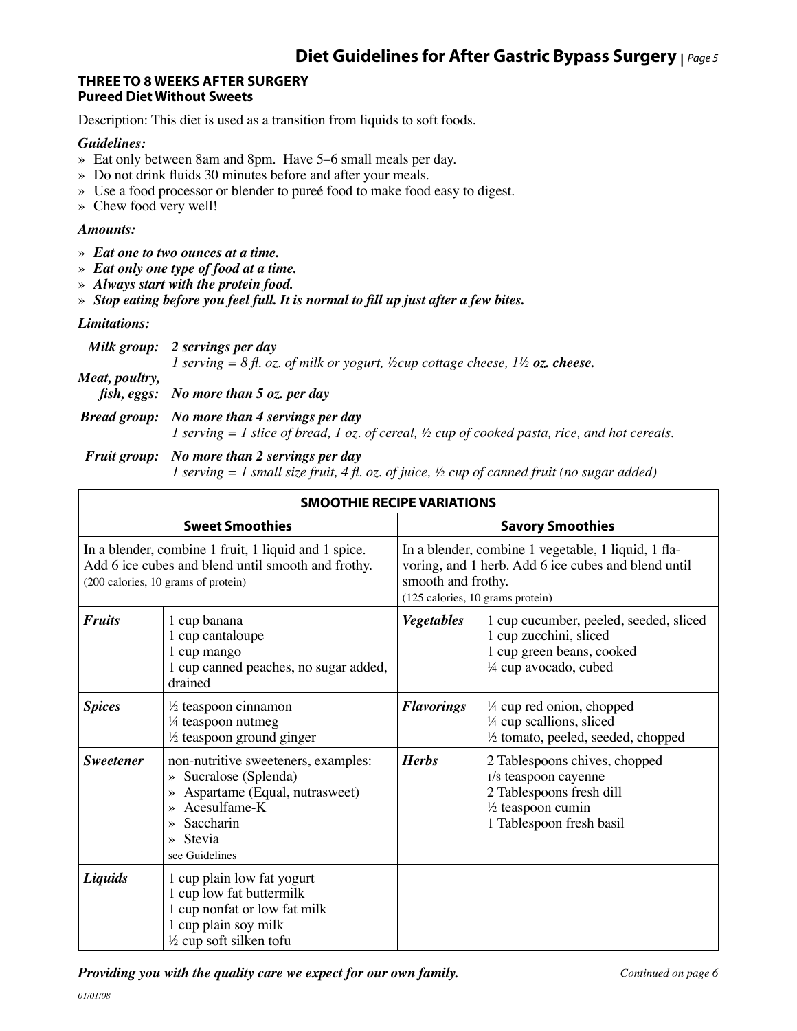### THREE TO 8 WEEKS AFTER SURGERY
**Pureed Diet Without Sweets**

Description: This diet is used as a transition from liquids to soft foods.

***Guidelines:***

- Eat only between 8am and 8pm. Have 5–6 small meals per day.
- Do not drink fluids 30 minutes before and after your meals.
- Use a food processor or blender to pureé food to make food easy to digest.
- Chew food very well!

***Amounts:***

- ***Eat one to two ounces at a time.***
- ***Eat only one type of food at a time.***
- ***Always start with the protein food.***
- ***Stop eating before you feel full. It is normal to fill up just after a few bites.***

***Limitations:***

***Milk group:*** ***2 servings per day***
*1 serving = 8 fl. oz. of milk or yogurt, ½cup cottage cheese, 1½* ***oz. cheese.***

***Meat, poultry, fish, eggs:*** ***No more than 5 oz. per day***

***Bread group:*** ***No more than 4 servings per day***
*1 serving = 1 slice of bread, 1 oz. of cereal, ½ cup of cooked pasta, rice, and hot cereals.*

***Fruit group:*** ***No more than 2 servings per day***
*1 serving = 1 small size fruit, 4 fl. oz. of juice, ½ cup of canned fruit (no sugar added)*

| **SMOOTHIE RECIPE VARIATIONS** | | | |
|---|---|---|---|
| **Sweet Smoothies** | | **Savory Smoothies** | |
| In a blender, combine 1 fruit, 1 liquid and 1 spice. Add 6 ice cubes and blend until smooth and frothy. (200 calories, 10 grams of protein) | | In a blender, combine 1 vegetable, 1 liquid, 1 flavoring, and 1 herb. Add 6 ice cubes and blend until smooth and frothy. (125 calories, 10 grams protein) | |
| ***Fruits*** | 1 cup banana<br>1 cup cantaloupe<br>1 cup mango<br>1 cup canned peaches, no sugar added, drained | ***Vegetables*** | 1 cup cucumber, peeled, seeded, sliced<br>1 cup zucchini, sliced<br>1 cup green beans, cooked<br>¼ cup avocado, cubed |
| ***Spices*** | ½ teaspoon cinnamon<br>¼ teaspoon nutmeg<br>½ teaspoon ground ginger | ***Flavorings*** | ¼ cup red onion, chopped<br>¼ cup scallions, sliced<br>½ tomato, peeled, seeded, chopped |
| ***Sweetener*** | non-nutritive sweeteners, examples:<br>» Sucralose (Splenda)<br>» Aspartame (Equal, nutrasweet)<br>» Acesulfame-K<br>» Saccharin<br>» Stevia<br>see Guidelines | ***Herbs*** | 2 Tablespoons chives, chopped<br>1/8 teaspoon cayenne<br>2 Tablespoons fresh dill<br>½ teaspoon cumin<br>1 Tablespoon fresh basil |
| ***Liquids*** | 1 cup plain low fat yogurt<br>1 cup low fat buttermilk<br>1 cup nonfat or low fat milk<br>1 cup plain soy milk<br>½ cup soft silken tofu | | |

*Continued on page 6*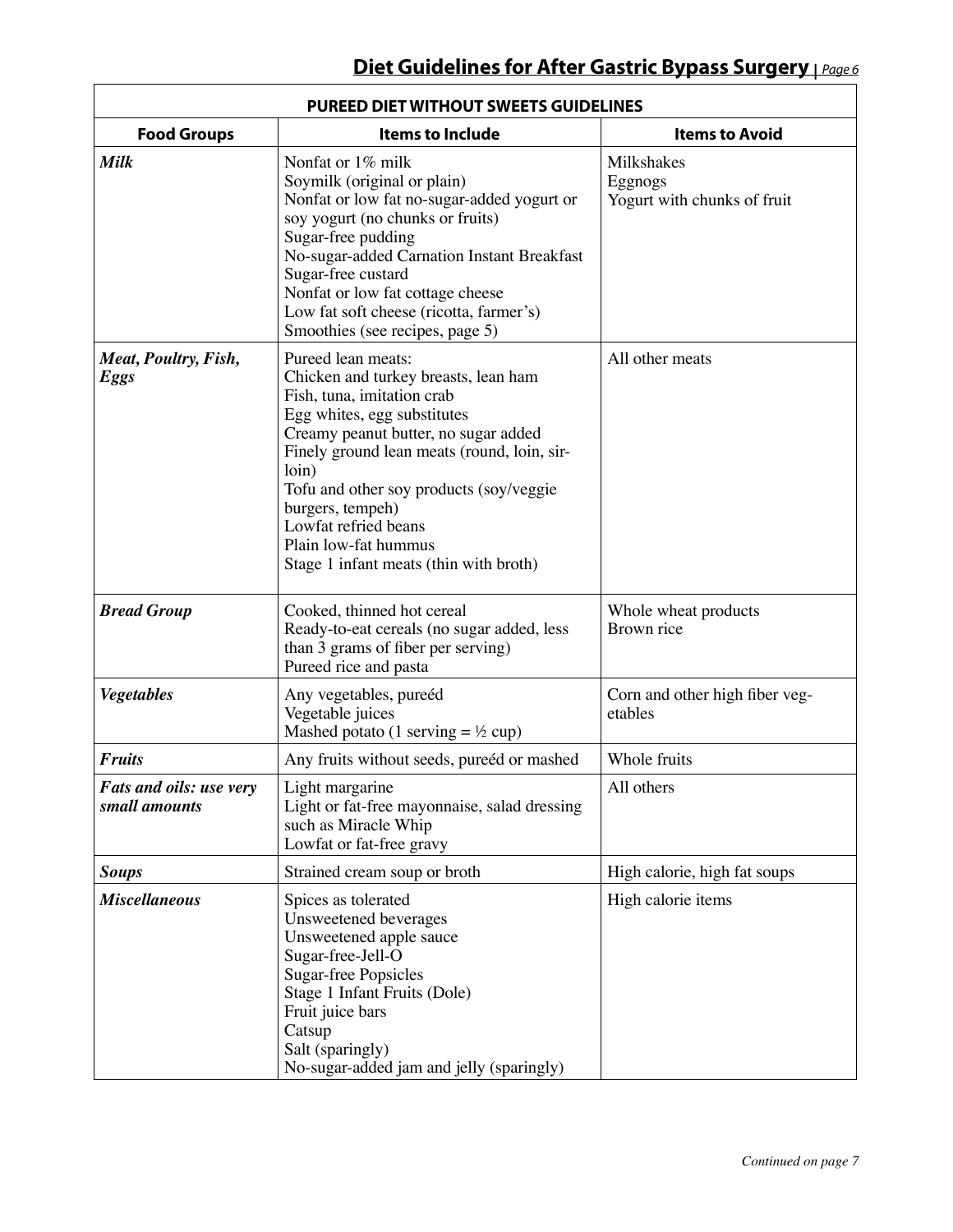## PUREED DIET WITHOUT SWEETS GUIDELINES

| Food Groups | Items to Include | Items to Avoid |
|---|---|---|
| ***Milk*** | Nonfat or 1% milk<br>Soymilk (original or plain)<br>Nonfat or low fat no-sugar-added yogurt or soy yogurt (no chunks or fruits)<br>Sugar-free pudding<br>No-sugar-added Carnation Instant Breakfast<br>Sugar-free custard<br>Nonfat or low fat cottage cheese<br>Low fat soft cheese (ricotta, farmer's)<br>Smoothies (see recipes, page 5) | Milkshakes<br>Eggnogs<br>Yogurt with chunks of fruit |
| ***Meat, Poultry, Fish, Eggs*** | Pureed lean meats:<br>Chicken and turkey breasts, lean ham<br>Fish, tuna, imitation crab<br>Egg whites, egg substitutes<br>Creamy peanut butter, no sugar added<br>Finely ground lean meats (round, loin, sirloin)<br>Tofu and other soy products (soy/veggie burgers, tempeh)<br>Lowfat refried beans<br>Plain low-fat hummus<br>Stage 1 infant meats (thin with broth) | All other meats |
| ***Bread Group*** | Cooked, thinned hot cereal<br>Ready-to-eat cereals (no sugar added, less than 3 grams of fiber per serving)<br>Pureed rice and pasta | Whole wheat products<br>Brown rice |
| ***Vegetables*** | Any vegetables, pureéd<br>Vegetable juices<br>Mashed potato (1 serving = ½ cup) | Corn and other high fiber vegetables |
| ***Fruits*** | Any fruits without seeds, pureéd or mashed | Whole fruits |
| ***Fats and oils: use very small amounts*** | Light margarine<br>Light or fat-free mayonnaise, salad dressing such as Miracle Whip<br>Lowfat or fat-free gravy | All others |
| ***Soups*** | Strained cream soup or broth | High calorie, high fat soups |
| ***Miscellaneous*** | Spices as tolerated<br>Unsweetened beverages<br>Unsweetened apple sauce<br>Sugar-free-Jell-O<br>Sugar-free Popsicles<br>Stage 1 Infant Fruits (Dole)<br>Fruit juice bars<br>Catsup<br>Salt (sparingly)<br>No-sugar-added jam and jelly (sparingly) | High calorie items |

*Continued on page 7*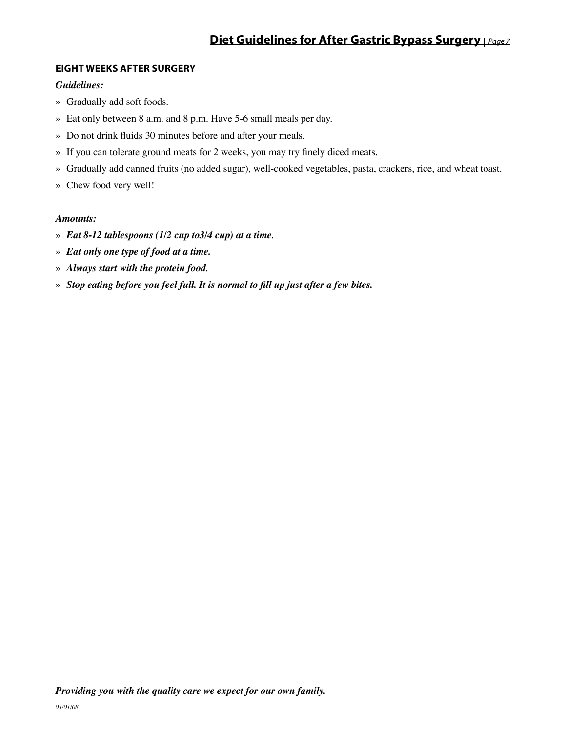### EIGHT WEEKS AFTER SURGERY

***Guidelines:***

- Gradually add soft foods.
- Eat only between 8 a.m. and 8 p.m. Have 5-6 small meals per day.
- Do not drink fluids 30 minutes before and after your meals.
- If you can tolerate ground meats for 2 weeks, you may try finely diced meats.
- Gradually add canned fruits (no added sugar), well-cooked vegetables, pasta, crackers, rice, and wheat toast.
- Chew food very well!

***Amounts:***

- ***Eat 8-12 tablespoons (1/2 cup to3/4 cup) at a time.***
- ***Eat only one type of food at a time.***
- ***Always start with the protein food.***
- ***Stop eating before you feel full. It is normal to fill up just after a few bites.***

***Providing you with the quality care we expect for our own family.***

*01/01/08*